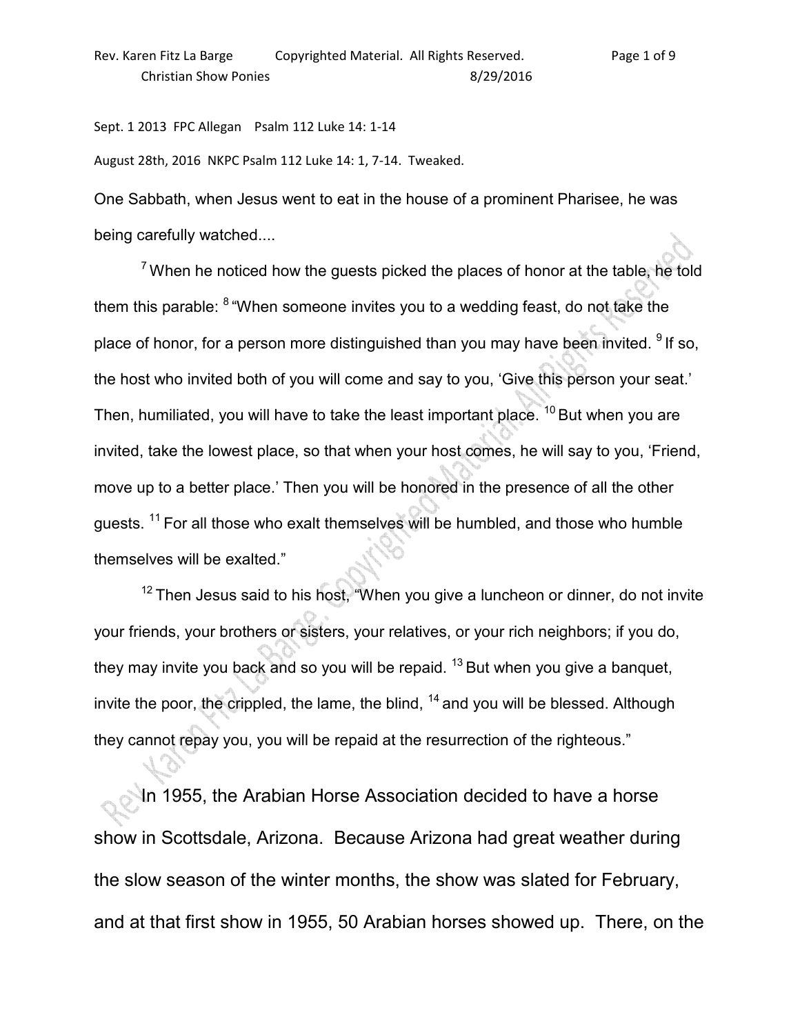Sept. 1 2013 FPC Allegan Psalm 112 Luke 14: 1-14

August 28th, 2016 NKPC Psalm 112 Luke 14: 1, 7-14. Tweaked.

One Sabbath, when Jesus went to eat in the house of a prominent Pharisee, he was being carefully watched....

[7] When he noticed how the guests picked the places of honor at the table, he told them this parable: [8] "When someone invites you to a wedding feast, do not take the place of honor, for a person more distinguished than you may have been invited. [9] If so, the host who invited both of you will come and say to you, 'Give this person your seat.' Then, humiliated, you will have to take the least important place. [10] But when you are invited, take the lowest place, so that when your host comes, he will say to you, 'Friend, move up to a better place.' Then you will be honored in the presence of all the other guests. [11] For all those who exalt themselves will be humbled, and those who humble themselves will be exalted."

[12] Then Jesus said to his host, "When you give a luncheon or dinner, do not invite your friends, your brothers or sisters, your relatives, or your rich neighbors; if you do, they may invite you back and so you will be repaid. [13] But when you give a banquet, invite the poor, the crippled, the lame, the blind, [14] and you will be blessed. Although they cannot repay you, you will be repaid at the resurrection of the righteous."

In 1955, the Arabian Horse Association decided to have a horse show in Scottsdale, Arizona. Because Arizona had great weather during the slow season of the winter months, the show was slated for February, and at that first show in 1955, 50 Arabian horses showed up. There, on the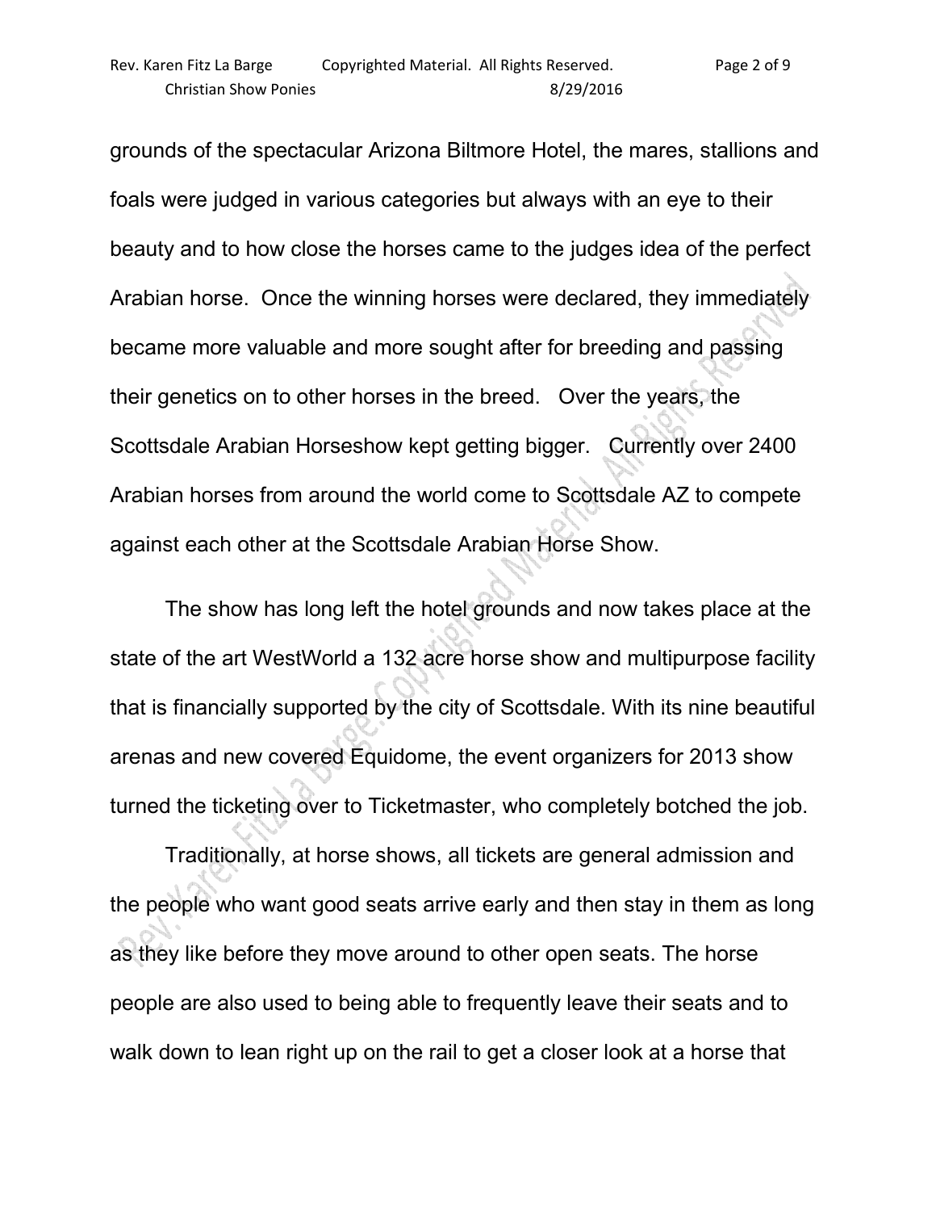grounds of the spectacular Arizona Biltmore Hotel, the mares, stallions and foals were judged in various categories but always with an eye to their beauty and to how close the horses came to the judges idea of the perfect Arabian horse. Once the winning horses were declared, they immediately became more valuable and more sought after for breeding and passing their genetics on to other horses in the breed. Over the years, the Scottsdale Arabian Horseshow kept getting bigger. Currently over 2400 Arabian horses from around the world come to Scottsdale AZ to compete against each other at the Scottsdale Arabian Horse Show.

The show has long left the hotel grounds and now takes place at the state of the art WestWorld a 132 acre horse show and multipurpose facility that is financially supported by the city of Scottsdale. With its nine beautiful arenas and new covered Equidome, the event organizers for 2013 show turned the ticketing over to Ticketmaster, who completely botched the job.

Traditionally, at horse shows, all tickets are general admission and the people who want good seats arrive early and then stay in them as long as they like before they move around to other open seats. The horse people are also used to being able to frequently leave their seats and to walk down to lean right up on the rail to get a closer look at a horse that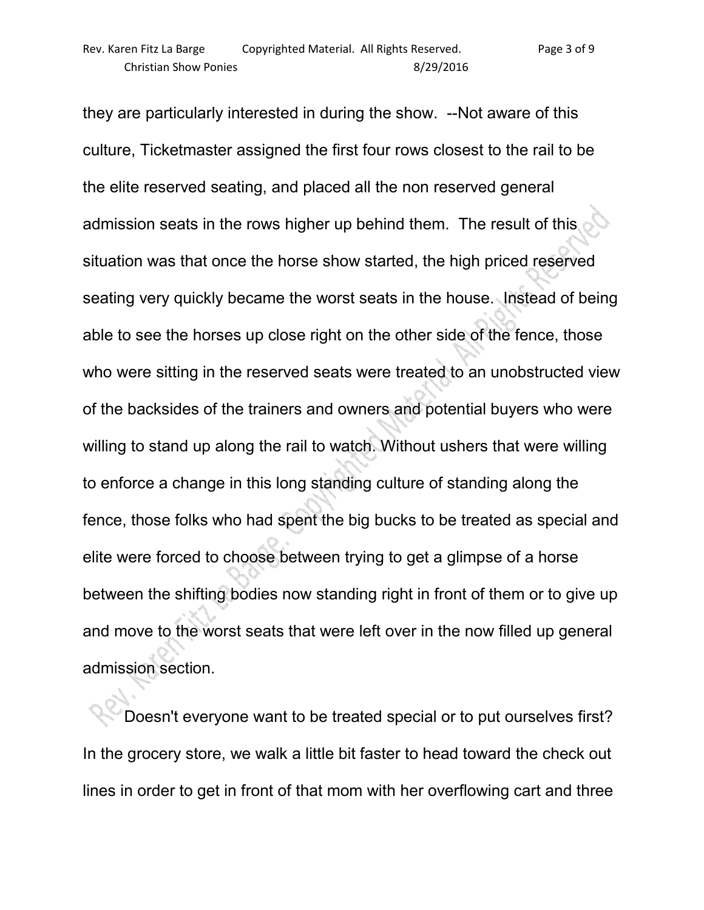they are particularly interested in during the show. --Not aware of this culture, Ticketmaster assigned the first four rows closest to the rail to be the elite reserved seating, and placed all the non reserved general admission seats in the rows higher up behind them. The result of this situation was that once the horse show started, the high priced reserved seating very quickly became the worst seats in the house. Instead of being able to see the horses up close right on the other side of the fence, those who were sitting in the reserved seats were treated to an unobstructed view of the backsides of the trainers and owners and potential buyers who were willing to stand up along the rail to watch. Without ushers that were willing to enforce a change in this long standing culture of standing along the fence, those folks who had spent the big bucks to be treated as special and elite were forced to choose between trying to get a glimpse of a horse between the shifting bodies now standing right in front of them or to give up and move to the worst seats that were left over in the now filled up general admission section.

Doesn't everyone want to be treated special or to put ourselves first? In the grocery store, we walk a little bit faster to head toward the check out lines in order to get in front of that mom with her overflowing cart and three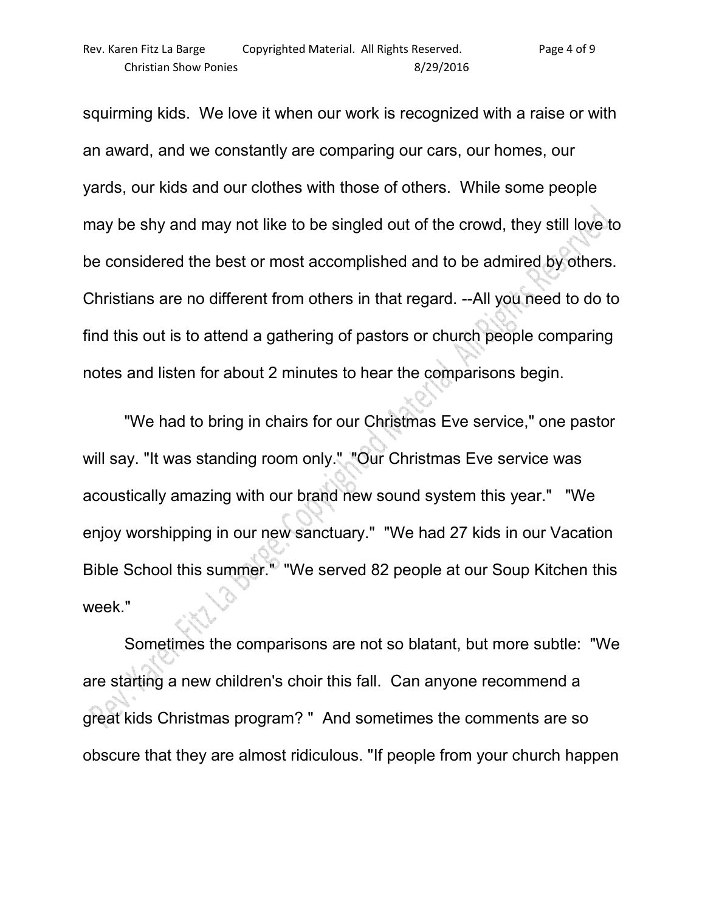squirming kids. We love it when our work is recognized with a raise or with an award, and we constantly are comparing our cars, our homes, our yards, our kids and our clothes with those of others. While some people may be shy and may not like to be singled out of the crowd, they still love to be considered the best or most accomplished and to be admired by others. Christians are no different from others in that regard. --All you need to do to find this out is to attend a gathering of pastors or church people comparing notes and listen for about 2 minutes to hear the comparisons begin.

"We had to bring in chairs for our Christmas Eve service," one pastor will say. "It was standing room only." "Our Christmas Eve service was acoustically amazing with our brand new sound system this year." "We enjoy worshipping in our new sanctuary." "We had 27 kids in our Vacation Bible School this summer." "We served 82 people at our Soup Kitchen this week."

Sometimes the comparisons are not so blatant, but more subtle: "We are starting a new children's choir this fall. Can anyone recommend a great kids Christmas program? " And sometimes the comments are so obscure that they are almost ridiculous. "If people from your church happen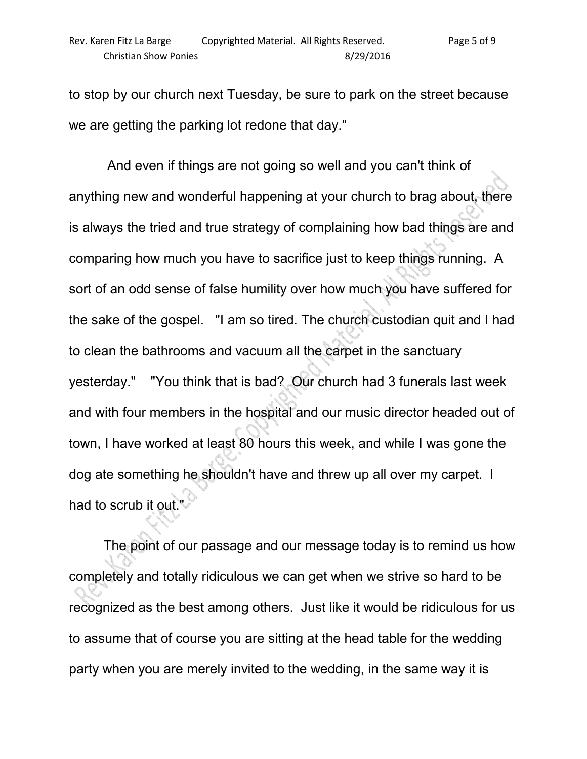to stop by our church next Tuesday, be sure to park on the street because we are getting the parking lot redone that day."

And even if things are not going so well and you can't think of anything new and wonderful happening at your church to brag about, there is always the tried and true strategy of complaining how bad things are and comparing how much you have to sacrifice just to keep things running. A sort of an odd sense of false humility over how much you have suffered for the sake of the gospel. "I am so tired. The church custodian quit and I had to clean the bathrooms and vacuum all the carpet in the sanctuary yesterday." "You think that is bad? Our church had 3 funerals last week and with four members in the hospital and our music director headed out of town, I have worked at least 80 hours this week, and while I was gone the dog ate something he shouldn't have and threw up all over my carpet. I had to scrub it out."

The point of our passage and our message today is to remind us how completely and totally ridiculous we can get when we strive so hard to be recognized as the best among others. Just like it would be ridiculous for us to assume that of course you are sitting at the head table for the wedding party when you are merely invited to the wedding, in the same way it is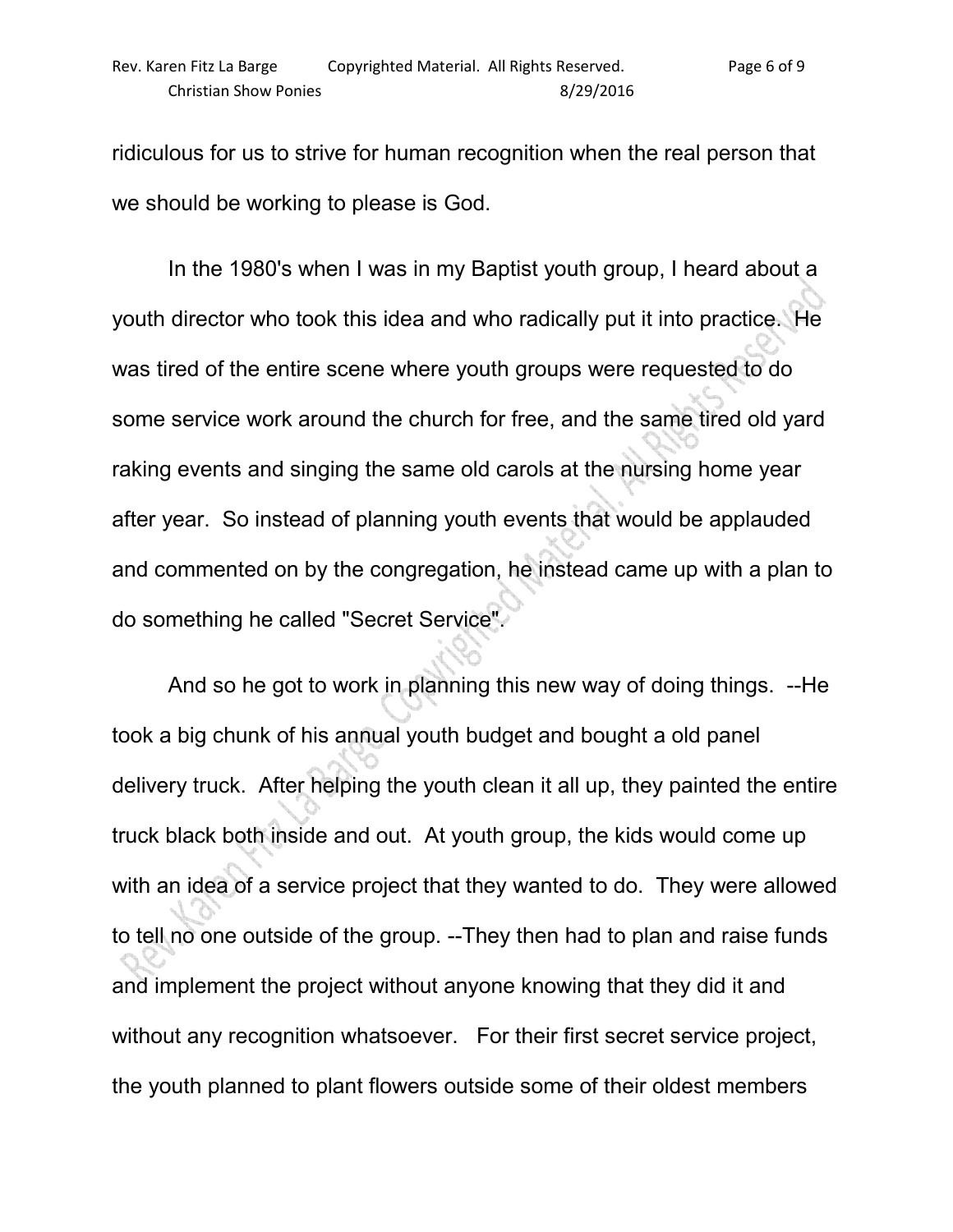ridiculous for us to strive for human recognition when the real person that we should be working to please is God.

In the 1980's when I was in my Baptist youth group, I heard about a youth director who took this idea and who radically put it into practice. He was tired of the entire scene where youth groups were requested to do some service work around the church for free, and the same tired old yard raking events and singing the same old carols at the nursing home year after year. So instead of planning youth events that would be applauded and commented on by the congregation, he instead came up with a plan to do something he called "Secret Service".

And so he got to work in planning this new way of doing things. --He took a big chunk of his annual youth budget and bought a old panel delivery truck. After helping the youth clean it all up, they painted the entire truck black both inside and out. At youth group, the kids would come up with an idea of a service project that they wanted to do. They were allowed to tell no one outside of the group. --They then had to plan and raise funds and implement the project without anyone knowing that they did it and without any recognition whatsoever. For their first secret service project, the youth planned to plant flowers outside some of their oldest members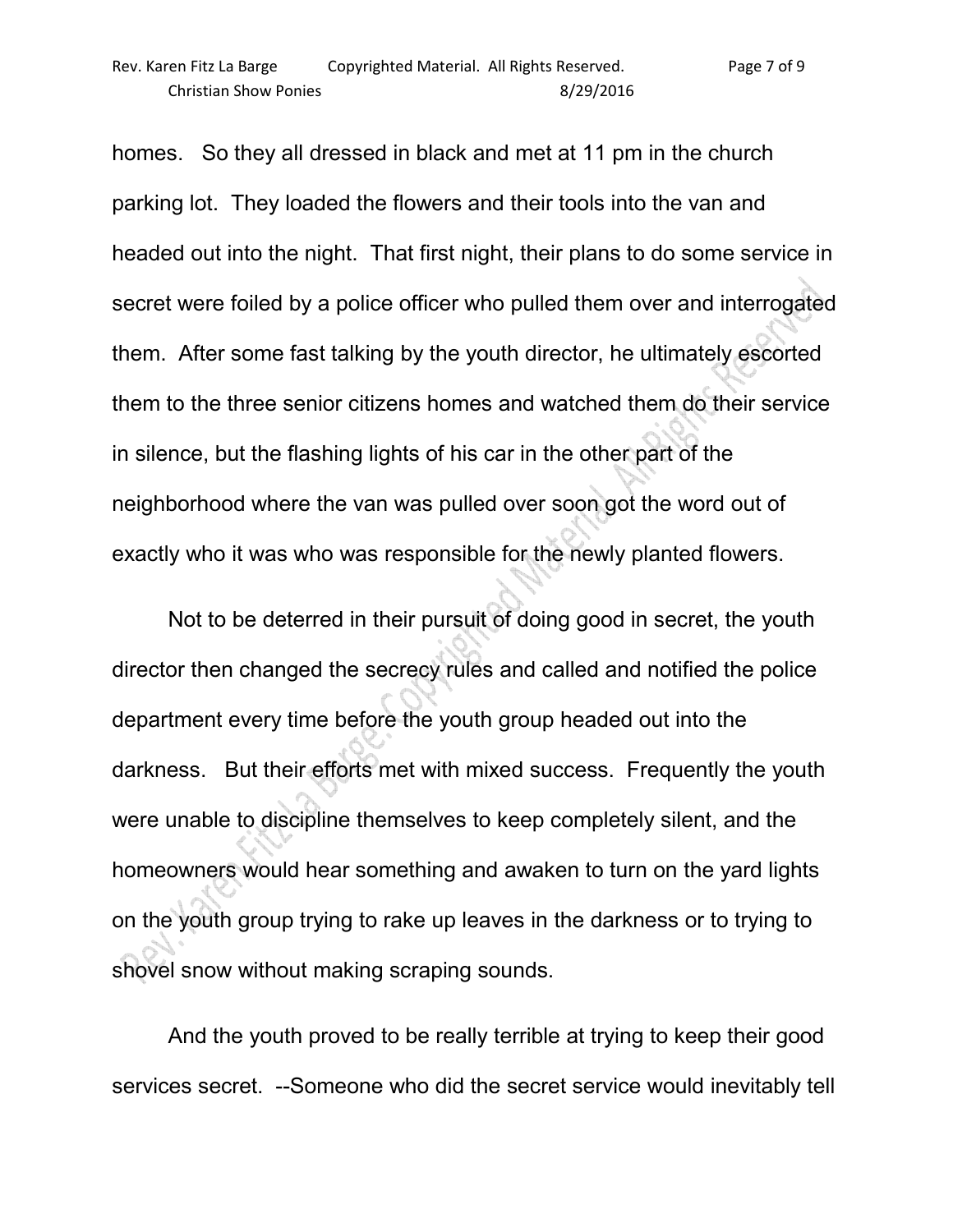homes. So they all dressed in black and met at 11 pm in the church parking lot. They loaded the flowers and their tools into the van and headed out into the night. That first night, their plans to do some service in secret were foiled by a police officer who pulled them over and interrogated them. After some fast talking by the youth director, he ultimately escorted them to the three senior citizens homes and watched them do their service in silence, but the flashing lights of his car in the other part of the neighborhood where the van was pulled over soon got the word out of exactly who it was who was responsible for the newly planted flowers.

Not to be deterred in their pursuit of doing good in secret, the youth director then changed the secrecy rules and called and notified the police department every time before the youth group headed out into the darkness. But their efforts met with mixed success. Frequently the youth were unable to discipline themselves to keep completely silent, and the homeowners would hear something and awaken to turn on the yard lights on the youth group trying to rake up leaves in the darkness or to trying to shovel snow without making scraping sounds.

And the youth proved to be really terrible at trying to keep their good services secret. --Someone who did the secret service would inevitably tell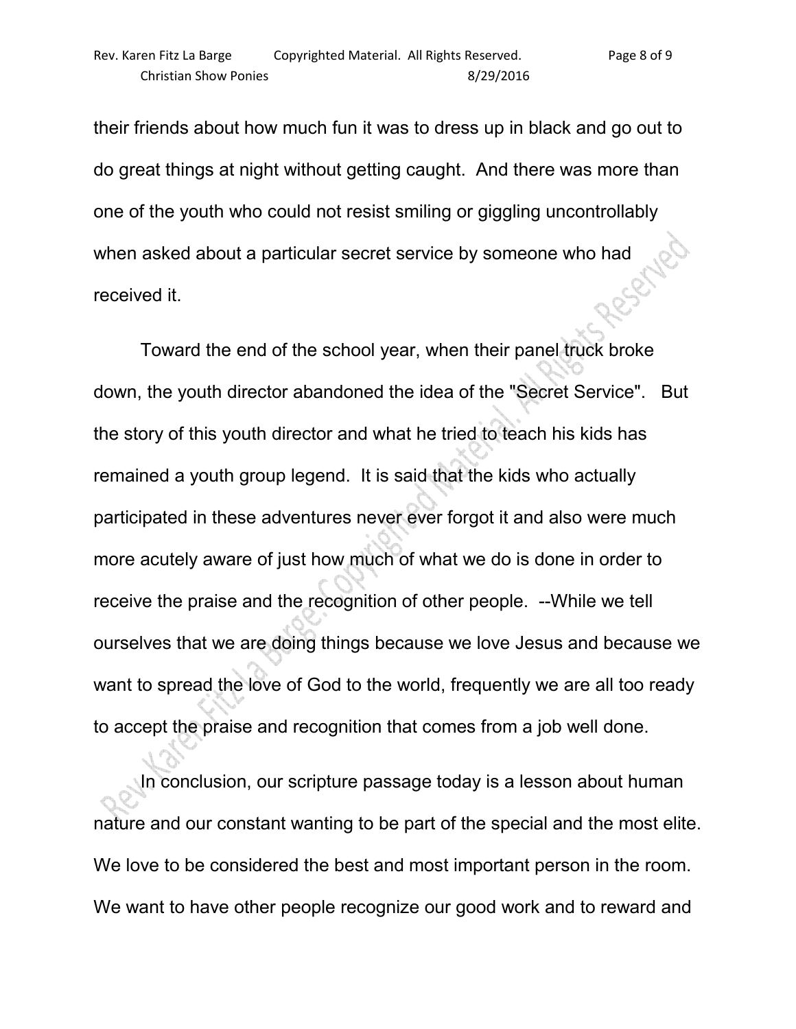their friends about how much fun it was to dress up in black and go out to do great things at night without getting caught. And there was more than one of the youth who could not resist smiling or giggling uncontrollably when asked about a particular secret service by someone who had received it.

Toward the end of the school year, when their panel truck broke down, the youth director abandoned the idea of the "Secret Service". But the story of this youth director and what he tried to teach his kids has remained a youth group legend. It is said that the kids who actually participated in these adventures never ever forgot it and also were much more acutely aware of just how much of what we do is done in order to receive the praise and the recognition of other people. --While we tell ourselves that we are doing things because we love Jesus and because we want to spread the love of God to the world, frequently we are all too ready to accept the praise and recognition that comes from a job well done.

In conclusion, our scripture passage today is a lesson about human nature and our constant wanting to be part of the special and the most elite. We love to be considered the best and most important person in the room. We want to have other people recognize our good work and to reward and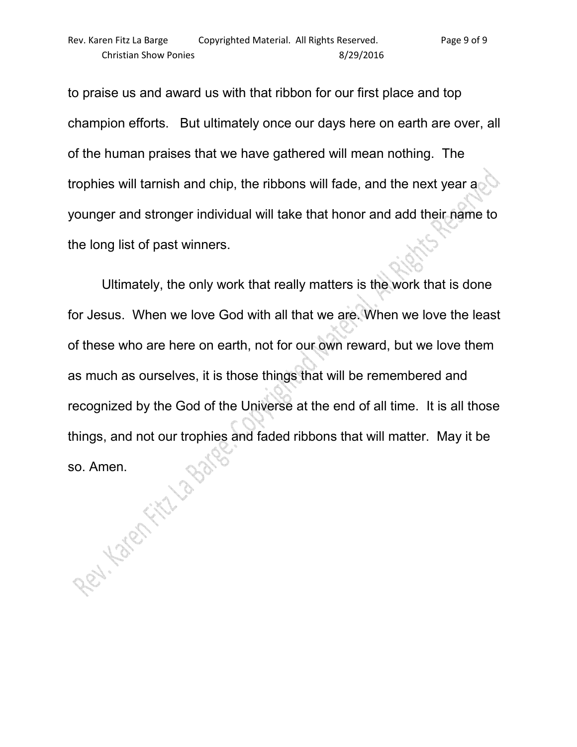to praise us and award us with that ribbon for our first place and top champion efforts. But ultimately once our days here on earth are over, all of the human praises that we have gathered will mean nothing. The trophies will tarnish and chip, the ribbons will fade, and the next year a younger and stronger individual will take that honor and add their name to the long list of past winners.

Ultimately, the only work that really matters is the work that is done for Jesus. When we love God with all that we are. When we love the least of these who are here on earth, not for our own reward, but we love them as much as ourselves, it is those things that will be remembered and recognized by the God of the Universe at the end of all time. It is all those things, and not our trophies and faded ribbons that will matter. May it be so. Amen.